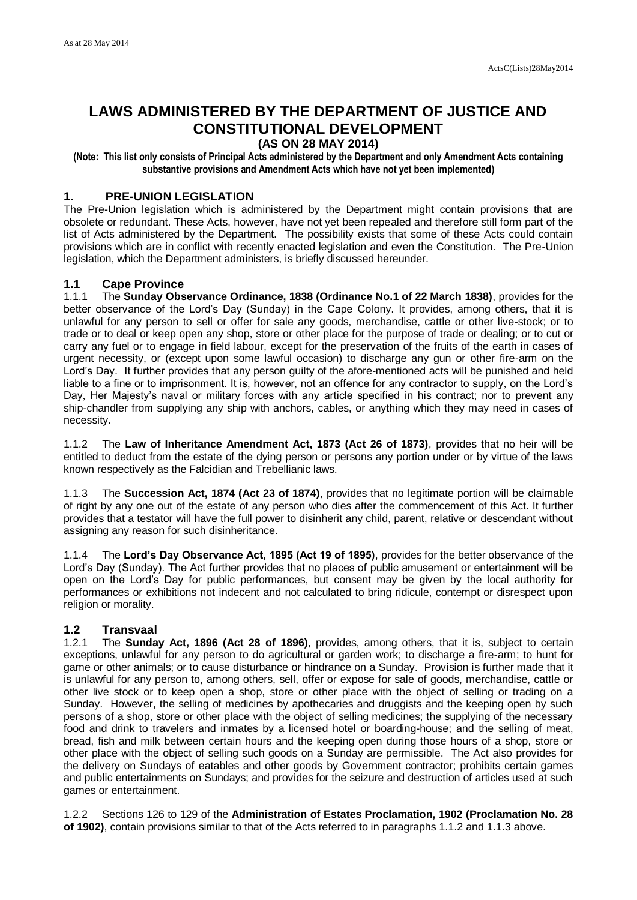# LAWS ADMINISTERED BY THE DEPARTMENT OF JUSTICE AND CONSTITUTIONAL DEVELOPMENT

**(AS ON 28 MAY 2014)**

**(Note: This list only consists of Principal Acts administered by the Department and only Amendment Acts containing substantive provisions and Amendment Acts which have not yet been implemented)**

## 1. PRE-UNION LEGISLATION

The Pre-Union legislation which is administered by the Department might contain provisions that are obsolete or redundant. These Acts, however, have not yet been repealed and therefore still form part of the list of Acts administered by the Department. The possibility exists that some of these Acts could contain provisions which are in conflict with recently enacted legislation and even the Constitution. The Pre-Union legislation, which the Department administers, is briefly discussed hereunder.

### 1.1 Cape Province

1.1.1 The **Sunday Observance Ordinance, 1838 (Ordinance No.1 of 22 March 1838)**, provides for the better observance of the Lord's Day (Sunday) in the Cape Colony. It provides, among others, that it is unlawful for any person to sell or offer for sale any goods, merchandise, cattle or other live-stock; or to trade or to deal or keep open any shop, store or other place for the purpose of trade or dealing; or to cut or carry any fuel or to engage in field labour, except for the preservation of the fruits of the earth in cases of urgent necessity, or (except upon some lawful occasion) to discharge any gun or other fire-arm on the Lord's Day. It further provides that any person guilty of the afore-mentioned acts will be punished and held liable to a fine or to imprisonment. It is, however, not an offence for any contractor to supply, on the Lord's Day, Her Majesty's naval or military forces with any article specified in his contract; nor to prevent any ship-chandler from supplying any ship with anchors, cables, or anything which they may need in cases of necessity.

1.1.2 The **Law of Inheritance Amendment Act, 1873 (Act 26 of 1873)**, provides that no heir will be entitled to deduct from the estate of the dying person or persons any portion under or by virtue of the laws known respectively as the Falcidian and Trebellianic laws.

1.1.3 The **Succession Act, 1874 (Act 23 of 1874)**, provides that no legitimate portion will be claimable of right by any one out of the estate of any person who dies after the commencement of this Act. It further provides that a testator will have the full power to disinherit any child, parent, relative or descendant without assigning any reason for such disinheritance.

1.1.4 The **Lord's Day Observance Act, 1895 (Act 19 of 1895)**, provides for the better observance of the Lord's Day (Sunday). The Act further provides that no places of public amusement or entertainment will be open on the Lord's Day for public performances, but consent may be given by the local authority for performances or exhibitions not indecent and not calculated to bring ridicule, contempt or disrespect upon religion or morality.

### 1.2 Transvaal

1.2.1 The **Sunday Act, 1896 (Act 28 of 1896)**, provides, among others, that it is, subject to certain exceptions, unlawful for any person to do agricultural or garden work; to discharge a fire-arm; to hunt for game or other animals; or to cause disturbance or hindrance on a Sunday. Provision is further made that it is unlawful for any person to, among others, sell, offer or expose for sale of goods, merchandise, cattle or other live stock or to keep open a shop, store or other place with the object of selling or trading on a Sunday. However, the selling of medicines by apothecaries and druggists and the keeping open by such persons of a shop, store or other place with the object of selling medicines; the supplying of the necessary food and drink to travelers and inmates by a licensed hotel or boarding-house; and the selling of meat, bread, fish and milk between certain hours and the keeping open during those hours of a shop, store or other place with the object of selling such goods on a Sunday are permissible. The Act also provides for the delivery on Sundays of eatables and other goods by Government contractor; prohibits certain games and public entertainments on Sundays; and provides for the seizure and destruction of articles used at such games or entertainment.

1.2.2 Sections 126 to 129 of the **Administration of Estates Proclamation, 1902 (Proclamation No. 28 of 1902)**, contain provisions similar to that of the Acts referred to in paragraphs 1.1.2 and 1.1.3 above.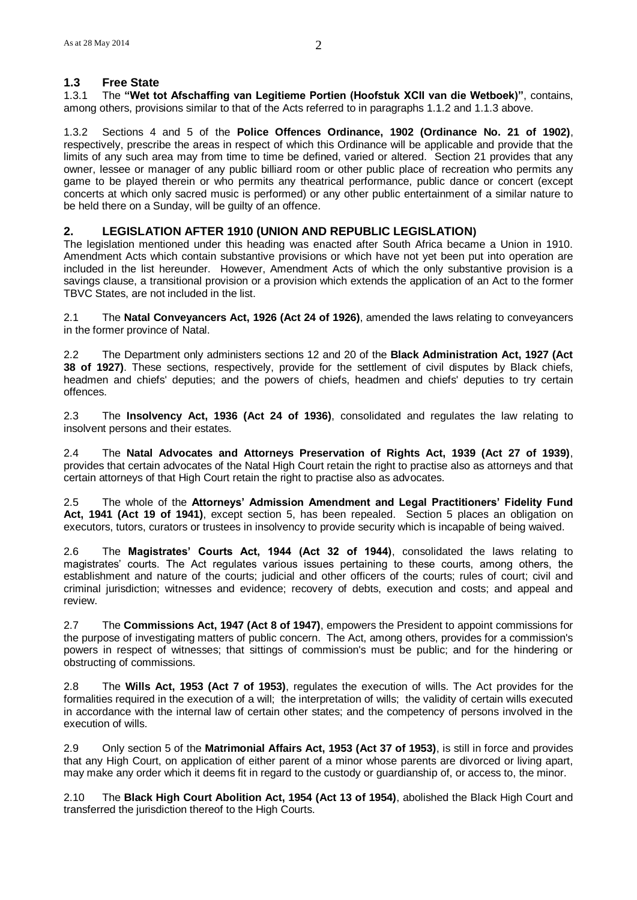## 1.3 Free State

1.3.1 The **"Wet tot Afschaffing van Legitieme Portien (Hoofstuk XCII van die Wetboek)"**, contains, among others, provisions similar to that of the Acts referred to in paragraphs 1.1.2 and 1.1.3 above.

1.3.2 Sections 4 and 5 of the **Police Offences Ordinance, 1902 (Ordinance No. 21 of 1902)**, respectively, prescribe the areas in respect of which this Ordinance will be applicable and provide that the limits of any such area may from time to time be defined, varied or altered. Section 21 provides that any owner, lessee or manager of any public billiard room or other public place of recreation who permits any game to be played therein or who permits any theatrical performance, public dance or concert (except concerts at which only sacred music is performed) or any other public entertainment of a similar nature to be held there on a Sunday, will be guilty of an offence.

## 2. LEGISLATION AFTER 1910 (UNION AND REPUBLIC LEGISLATION)

The legislation mentioned under this heading was enacted after South Africa became a Union in 1910. Amendment Acts which contain substantive provisions or which have not yet been put into operation are included in the list hereunder. However, Amendment Acts of which the only substantive provision is a savings clause, a transitional provision or a provision which extends the application of an Act to the former TBVC States, are not included in the list.

2.1 The **Natal Conveyancers Act, 1926 (Act 24 of 1926)**, amended the laws relating to conveyancers in the former province of Natal.

2.2 The Department only administers sections 12 and 20 of the **Black Administration Act, 1927 (Act 38 of 1927)**. These sections, respectively, provide for the settlement of civil disputes by Black chiefs, headmen and chiefs' deputies; and the powers of chiefs, headmen and chiefs' deputies to try certain offences.

2.3 The **Insolvency Act, 1936 (Act 24 of 1936)**, consolidated and regulates the law relating to insolvent persons and their estates.

2.4 The **Natal Advocates and Attorneys Preservation of Rights Act, 1939 (Act 27 of 1939)**, provides that certain advocates of the Natal High Court retain the right to practise also as attorneys and that certain attorneys of that High Court retain the right to practise also as advocates.

2.5 The whole of the **Attorneys' Admission Amendment and Legal Practitioners' Fidelity Fund Act, 1941 (Act 19 of 1941)**, except section 5, has been repealed. Section 5 places an obligation on executors, tutors, curators or trustees in insolvency to provide security which is incapable of being waived.

2.6 The **Magistrates' Courts Act, 1944 (Act 32 of 1944)**, consolidated the laws relating to magistrates' courts. The Act regulates various issues pertaining to these courts, among others, the establishment and nature of the courts; judicial and other officers of the courts; rules of court; civil and criminal jurisdiction; witnesses and evidence; recovery of debts, execution and costs; and appeal and review.

2.7 The **Commissions Act, 1947 (Act 8 of 1947)**, empowers the President to appoint commissions for the purpose of investigating matters of public concern. The Act, among others, provides for a commission's powers in respect of witnesses; that sittings of commission's must be public; and for the hindering or obstructing of commissions.

2.8 The **Wills Act, 1953 (Act 7 of 1953)**, regulates the execution of wills. The Act provides for the formalities required in the execution of a will; the interpretation of wills; the validity of certain wills executed in accordance with the internal law of certain other states; and the competency of persons involved in the execution of wills.

2.9 Only section 5 of the **Matrimonial Affairs Act, 1953 (Act 37 of 1953)**, is still in force and provides that any High Court, on application of either parent of a minor whose parents are divorced or living apart, may make any order which it deems fit in regard to the custody or guardianship of, or access to, the minor.

2.10 The **Black High Court Abolition Act, 1954 (Act 13 of 1954)**, abolished the Black High Court and transferred the jurisdiction thereof to the High Courts.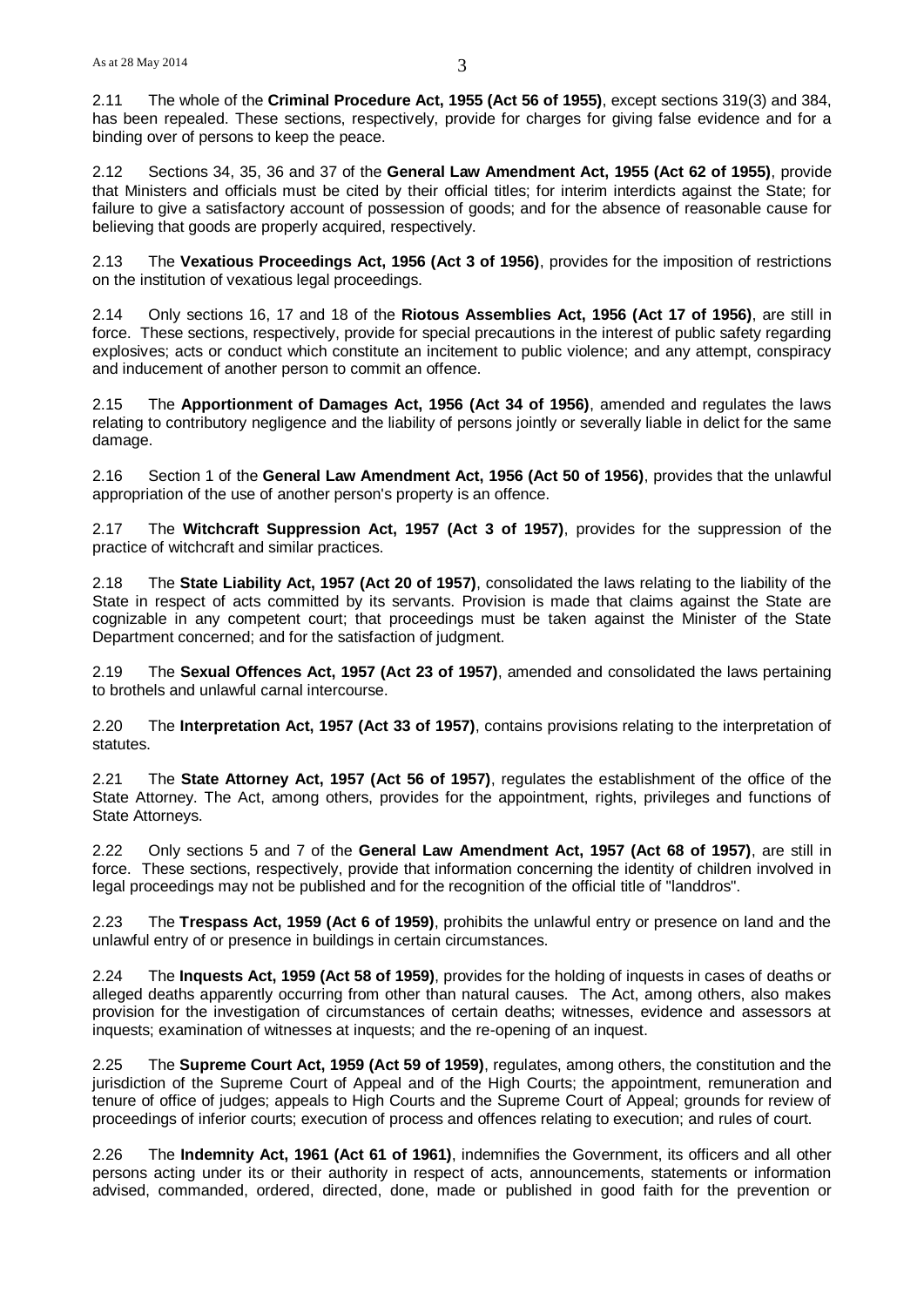2.11 The whole of the **Criminal Procedure Act, 1955 (Act 56 of 1955)**, except sections 319(3) and 384, has been repealed. These sections, respectively, provide for charges for giving false evidence and for a binding over of persons to keep the peace.

2.12 Sections 34, 35, 36 and 37 of the **General Law Amendment Act, 1955 (Act 62 of 1955)**, provide that Ministers and officials must be cited by their official titles; for interim interdicts against the State; for failure to give a satisfactory account of possession of goods; and for the absence of reasonable cause for believing that goods are properly acquired, respectively.

2.13 The **Vexatious Proceedings Act, 1956 (Act 3 of 1956)**, provides for the imposition of restrictions on the institution of vexatious legal proceedings.

2.14 Only sections 16, 17 and 18 of the **Riotous Assemblies Act, 1956 (Act 17 of 1956)**, are still in force. These sections, respectively, provide for special precautions in the interest of public safety regarding explosives; acts or conduct which constitute an incitement to public violence; and any attempt, conspiracy and inducement of another person to commit an offence.

2.15 The **Apportionment of Damages Act, 1956 (Act 34 of 1956)**, amended and regulates the laws relating to contributory negligence and the liability of persons jointly or severally liable in delict for the same damage.

2.16 Section 1 of the **General Law Amendment Act, 1956 (Act 50 of 1956)**, provides that the unlawful appropriation of the use of another person's property is an offence.

2.17 The **Witchcraft Suppression Act, 1957 (Act 3 of 1957)**, provides for the suppression of the practice of witchcraft and similar practices.

2.18 The **State Liability Act, 1957 (Act 20 of 1957)**, consolidated the laws relating to the liability of the State in respect of acts committed by its servants. Provision is made that claims against the State are cognizable in any competent court; that proceedings must be taken against the Minister of the State Department concerned; and for the satisfaction of judgment.

2.19 The **Sexual Offences Act, 1957 (Act 23 of 1957)**, amended and consolidated the laws pertaining to brothels and unlawful carnal intercourse.

2.20 The **Interpretation Act, 1957 (Act 33 of 1957)**, contains provisions relating to the interpretation of statutes.

2.21 The **State Attorney Act, 1957 (Act 56 of 1957)**, regulates the establishment of the office of the State Attorney. The Act, among others, provides for the appointment, rights, privileges and functions of State Attorneys.

2.22 Only sections 5 and 7 of the **General Law Amendment Act, 1957 (Act 68 of 1957)**, are still in force. These sections, respectively, provide that information concerning the identity of children involved in legal proceedings may not be published and for the recognition of the official title of "landdros".

2.23 The **Trespass Act, 1959 (Act 6 of 1959)**, prohibits the unlawful entry or presence on land and the unlawful entry of or presence in buildings in certain circumstances.

2.24 The **Inquests Act, 1959 (Act 58 of 1959)**, provides for the holding of inquests in cases of deaths or alleged deaths apparently occurring from other than natural causes. The Act, among others, also makes provision for the investigation of circumstances of certain deaths; witnesses, evidence and assessors at inquests; examination of witnesses at inquests; and the re-opening of an inquest.

2.25 The **Supreme Court Act, 1959 (Act 59 of 1959)**, regulates, among others, the constitution and the jurisdiction of the Supreme Court of Appeal and of the High Courts; the appointment, remuneration and tenure of office of judges; appeals to High Courts and the Supreme Court of Appeal; grounds for review of proceedings of inferior courts; execution of process and offences relating to execution; and rules of court.

2.26 The **Indemnity Act, 1961 (Act 61 of 1961)**, indemnifies the Government, its officers and all other persons acting under its or their authority in respect of acts, announcements, statements or information advised, commanded, ordered, directed, done, made or published in good faith for the prevention or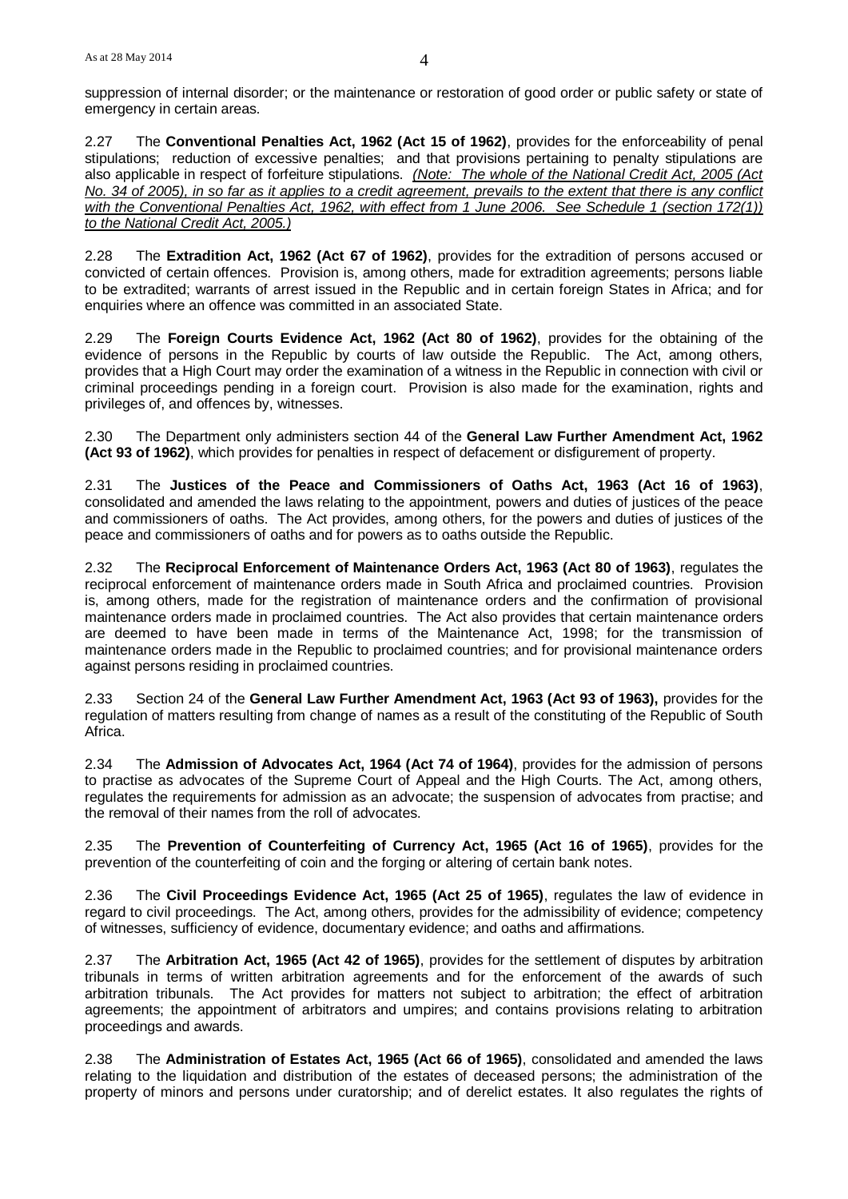suppression of internal disorder; or the maintenance or restoration of good order or public safety or state of emergency in certain areas.

2.27 The **Conventional Penalties Act, 1962 (Act 15 of 1962)**, provides for the enforceability of penal stipulations; reduction of excessive penalties; and that provisions pertaining to penalty stipulations are also applicable in respect of forfeiture stipulations. *(Note: The whole of the National Credit Act, 2005 (Act No. 34 of 2005), in so far as it applies to a credit agreement, prevails to the extent that there is any conflict with the Conventional Penalties Act, 1962, with effect from 1 June 2006. See Schedule 1 (section 172(1)) to the National Credit Act, 2005.)*

2.28 The **Extradition Act, 1962 (Act 67 of 1962)**, provides for the extradition of persons accused or convicted of certain offences. Provision is, among others, made for extradition agreements; persons liable to be extradited; warrants of arrest issued in the Republic and in certain foreign States in Africa; and for enquiries where an offence was committed in an associated State.

2.29 The **Foreign Courts Evidence Act, 1962 (Act 80 of 1962)**, provides for the obtaining of the evidence of persons in the Republic by courts of law outside the Republic. The Act, among others, provides that a High Court may order the examination of a witness in the Republic in connection with civil or criminal proceedings pending in a foreign court. Provision is also made for the examination, rights and privileges of, and offences by, witnesses.

2.30 The Department only administers section 44 of the **General Law Further Amendment Act, 1962 (Act 93 of 1962)**, which provides for penalties in respect of defacement or disfigurement of property.

2.31 The **Justices of the Peace and Commissioners of Oaths Act, 1963 (Act 16 of 1963)**, consolidated and amended the laws relating to the appointment, powers and duties of justices of the peace and commissioners of oaths. The Act provides, among others, for the powers and duties of justices of the peace and commissioners of oaths and for powers as to oaths outside the Republic.

2.32 The **Reciprocal Enforcement of Maintenance Orders Act, 1963 (Act 80 of 1963)**, regulates the reciprocal enforcement of maintenance orders made in South Africa and proclaimed countries. Provision is, among others, made for the registration of maintenance orders and the confirmation of provisional maintenance orders made in proclaimed countries. The Act also provides that certain maintenance orders are deemed to have been made in terms of the Maintenance Act, 1998; for the transmission of maintenance orders made in the Republic to proclaimed countries; and for provisional maintenance orders against persons residing in proclaimed countries.

2.33 Section 24 of the **General Law Further Amendment Act, 1963 (Act 93 of 1963),** provides for the regulation of matters resulting from change of names as a result of the constituting of the Republic of South Africa.

2.34 The **Admission of Advocates Act, 1964 (Act 74 of 1964)**, provides for the admission of persons to practise as advocates of the Supreme Court of Appeal and the High Courts. The Act, among others, regulates the requirements for admission as an advocate; the suspension of advocates from practise; and the removal of their names from the roll of advocates.

2.35 The **Prevention of Counterfeiting of Currency Act, 1965 (Act 16 of 1965)**, provides for the prevention of the counterfeiting of coin and the forging or altering of certain bank notes.

2.36 The **Civil Proceedings Evidence Act, 1965 (Act 25 of 1965)**, regulates the law of evidence in regard to civil proceedings. The Act, among others, provides for the admissibility of evidence; competency of witnesses, sufficiency of evidence, documentary evidence; and oaths and affirmations.

2.37 The **Arbitration Act, 1965 (Act 42 of 1965)**, provides for the settlement of disputes by arbitration tribunals in terms of written arbitration agreements and for the enforcement of the awards of such arbitration tribunals. The Act provides for matters not subject to arbitration; the effect of arbitration agreements; the appointment of arbitrators and umpires; and contains provisions relating to arbitration proceedings and awards.

2.38 The **Administration of Estates Act, 1965 (Act 66 of 1965)**, consolidated and amended the laws relating to the liquidation and distribution of the estates of deceased persons; the administration of the property of minors and persons under curatorship; and of derelict estates. It also regulates the rights of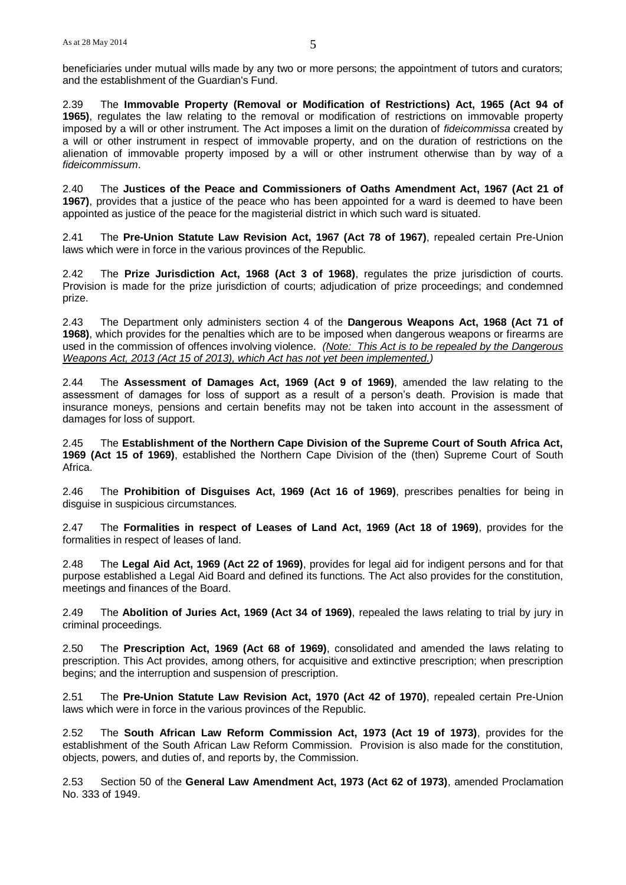beneficiaries under mutual wills made by any two or more persons; the appointment of tutors and curators; and the establishment of the Guardian's Fund.

2.39 The **Immovable Property (Removal or Modification of Restrictions) Act, 1965 (Act 94 of 1965)**, regulates the law relating to the removal or modification of restrictions on immovable property imposed by a will or other instrument. The Act imposes a limit on the duration of *fideicommissa* created by a will or other instrument in respect of immovable property, and on the duration of restrictions on the alienation of immovable property imposed by a will or other instrument otherwise than by way of a *fideicommissum*.

2.40 The **Justices of the Peace and Commissioners of Oaths Amendment Act, 1967 (Act 21 of 1967)**, provides that a justice of the peace who has been appointed for a ward is deemed to have been appointed as justice of the peace for the magisterial district in which such ward is situated.

2.41 The **Pre-Union Statute Law Revision Act, 1967 (Act 78 of 1967)**, repealed certain Pre-Union laws which were in force in the various provinces of the Republic.

2.42 The **Prize Jurisdiction Act, 1968 (Act 3 of 1968)**, regulates the prize jurisdiction of courts. Provision is made for the prize jurisdiction of courts; adjudication of prize proceedings; and condemned prize.

2.43 The Department only administers section 4 of the **Dangerous Weapons Act, 1968 (Act 71 of 1968)**, which provides for the penalties which are to be imposed when dangerous weapons or firearms are used in the commission of offences involving violence. *(Note: This Act is to be repealed by the Dangerous Weapons Act, 2013 (Act 15 of 2013), which Act has not yet been implemented.)*

2.44 The **Assessment of Damages Act, 1969 (Act 9 of 1969)**, amended the law relating to the assessment of damages for loss of support as a result of a person's death. Provision is made that insurance moneys, pensions and certain benefits may not be taken into account in the assessment of damages for loss of support.

2.45 The **Establishment of the Northern Cape Division of the Supreme Court of South Africa Act, 1969 (Act 15 of 1969)**, established the Northern Cape Division of the (then) Supreme Court of South Africa.

2.46 The **Prohibition of Disguises Act, 1969 (Act 16 of 1969)**, prescribes penalties for being in disguise in suspicious circumstances.

2.47 The **Formalities in respect of Leases of Land Act, 1969 (Act 18 of 1969)**, provides for the formalities in respect of leases of land.

2.48 The **Legal Aid Act, 1969 (Act 22 of 1969)**, provides for legal aid for indigent persons and for that purpose established a Legal Aid Board and defined its functions. The Act also provides for the constitution, meetings and finances of the Board.

2.49 The **Abolition of Juries Act, 1969 (Act 34 of 1969)**, repealed the laws relating to trial by jury in criminal proceedings.

2.50 The **Prescription Act, 1969 (Act 68 of 1969)**, consolidated and amended the laws relating to prescription. This Act provides, among others, for acquisitive and extinctive prescription; when prescription begins; and the interruption and suspension of prescription.

2.51 The **Pre-Union Statute Law Revision Act, 1970 (Act 42 of 1970)**, repealed certain Pre-Union laws which were in force in the various provinces of the Republic.

2.52 The **South African Law Reform Commission Act, 1973 (Act 19 of 1973)**, provides for the establishment of the South African Law Reform Commission. Provision is also made for the constitution, objects, powers, and duties of, and reports by, the Commission.

2.53 Section 50 of the **General Law Amendment Act, 1973 (Act 62 of 1973)**, amended Proclamation No. 333 of 1949.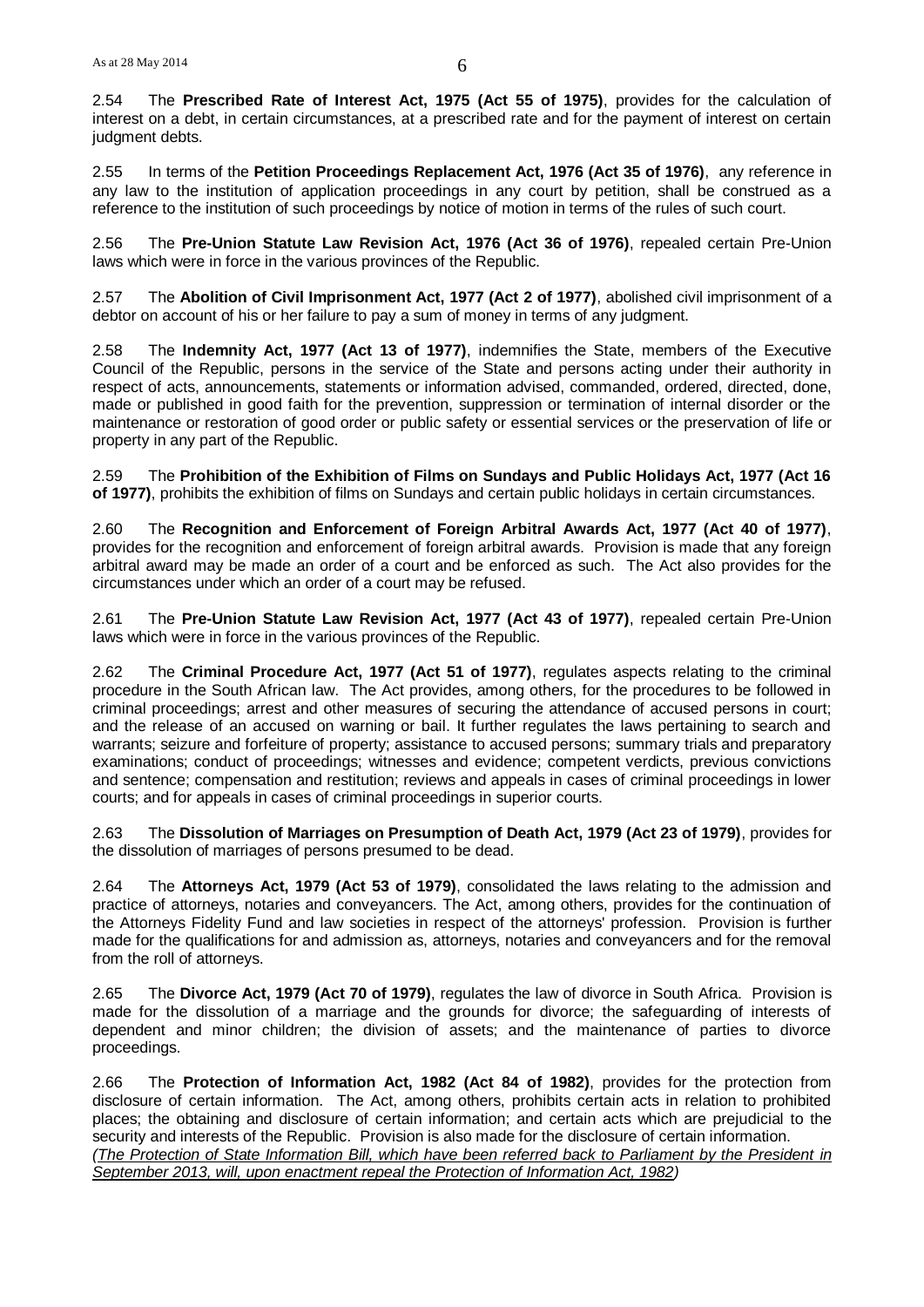2.54 The **Prescribed Rate of Interest Act, 1975 (Act 55 of 1975)**, provides for the calculation of interest on a debt, in certain circumstances, at a prescribed rate and for the payment of interest on certain judgment debts.

2.55 In terms of the **Petition Proceedings Replacement Act, 1976 (Act 35 of 1976)**, any reference in any law to the institution of application proceedings in any court by petition, shall be construed as a reference to the institution of such proceedings by notice of motion in terms of the rules of such court.

2.56 The **Pre-Union Statute Law Revision Act, 1976 (Act 36 of 1976)**, repealed certain Pre-Union laws which were in force in the various provinces of the Republic.

2.57 The **Abolition of Civil Imprisonment Act, 1977 (Act 2 of 1977)**, abolished civil imprisonment of a debtor on account of his or her failure to pay a sum of money in terms of any judgment.

2.58 The **Indemnity Act, 1977 (Act 13 of 1977)**, indemnifies the State, members of the Executive Council of the Republic, persons in the service of the State and persons acting under their authority in respect of acts, announcements, statements or information advised, commanded, ordered, directed, done, made or published in good faith for the prevention, suppression or termination of internal disorder or the maintenance or restoration of good order or public safety or essential services or the preservation of life or property in any part of the Republic.

2.59 The **Prohibition of the Exhibition of Films on Sundays and Public Holidays Act, 1977 (Act 16 of 1977)**, prohibits the exhibition of films on Sundays and certain public holidays in certain circumstances.

2.60 The **Recognition and Enforcement of Foreign Arbitral Awards Act, 1977 (Act 40 of 1977)**, provides for the recognition and enforcement of foreign arbitral awards. Provision is made that any foreign arbitral award may be made an order of a court and be enforced as such. The Act also provides for the circumstances under which an order of a court may be refused.

2.61 The **Pre-Union Statute Law Revision Act, 1977 (Act 43 of 1977)**, repealed certain Pre-Union laws which were in force in the various provinces of the Republic.

2.62 The **Criminal Procedure Act, 1977 (Act 51 of 1977)**, regulates aspects relating to the criminal procedure in the South African law. The Act provides, among others, for the procedures to be followed in criminal proceedings; arrest and other measures of securing the attendance of accused persons in court; and the release of an accused on warning or bail. It further regulates the laws pertaining to search and warrants; seizure and forfeiture of property; assistance to accused persons; summary trials and preparatory examinations; conduct of proceedings; witnesses and evidence; competent verdicts, previous convictions and sentence; compensation and restitution; reviews and appeals in cases of criminal proceedings in lower courts; and for appeals in cases of criminal proceedings in superior courts.

2.63 The **Dissolution of Marriages on Presumption of Death Act, 1979 (Act 23 of 1979)**, provides for the dissolution of marriages of persons presumed to be dead.

2.64 The **Attorneys Act, 1979 (Act 53 of 1979)**, consolidated the laws relating to the admission and practice of attorneys, notaries and conveyancers. The Act, among others, provides for the continuation of the Attorneys Fidelity Fund and law societies in respect of the attorneys' profession. Provision is further made for the qualifications for and admission as, attorneys, notaries and conveyancers and for the removal from the roll of attorneys.

2.65 The **Divorce Act, 1979 (Act 70 of 1979)**, regulates the law of divorce in South Africa. Provision is made for the dissolution of a marriage and the grounds for divorce; the safeguarding of interests of dependent and minor children; the division of assets; and the maintenance of parties to divorce proceedings.

2.66 The **Protection of Information Act, 1982 (Act 84 of 1982)**, provides for the protection from disclosure of certain information. The Act, among others, prohibits certain acts in relation to prohibited places; the obtaining and disclosure of certain information; and certain acts which are prejudicial to the security and interests of the Republic. Provision is also made for the disclosure of certain information.
*(The Protection of State Information Bill, which have been referred back to Parliament by the President in September 2013, will, upon enactment repeal the Protection of Information Act, 1982)*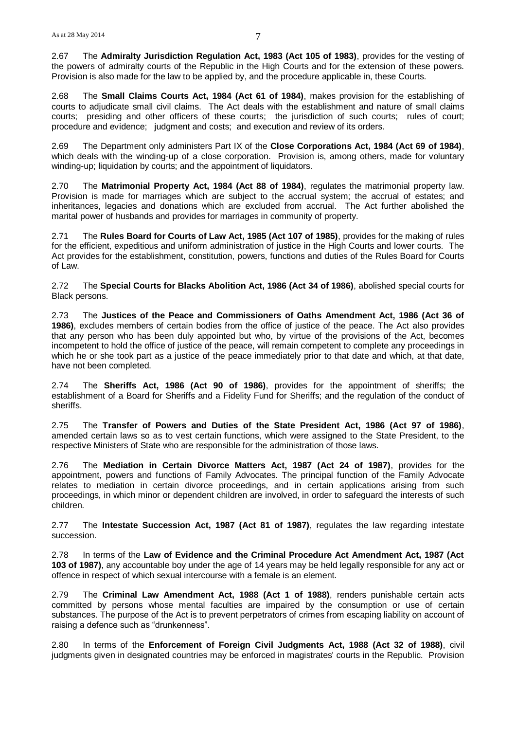2.67 The **Admiralty Jurisdiction Regulation Act, 1983 (Act 105 of 1983)**, provides for the vesting of the powers of admiralty courts of the Republic in the High Courts and for the extension of these powers. Provision is also made for the law to be applied by, and the procedure applicable in, these Courts.

2.68 The **Small Claims Courts Act, 1984 (Act 61 of 1984)**, makes provision for the establishing of courts to adjudicate small civil claims. The Act deals with the establishment and nature of small claims courts; presiding and other officers of these courts; the jurisdiction of such courts; rules of court; procedure and evidence; judgment and costs; and execution and review of its orders.

2.69 The Department only administers Part IX of the **Close Corporations Act, 1984 (Act 69 of 1984)**, which deals with the winding-up of a close corporation. Provision is, among others, made for voluntary winding-up; liquidation by courts; and the appointment of liquidators.

2.70 The **Matrimonial Property Act, 1984 (Act 88 of 1984)**, regulates the matrimonial property law. Provision is made for marriages which are subject to the accrual system; the accrual of estates; and inheritances, legacies and donations which are excluded from accrual. The Act further abolished the marital power of husbands and provides for marriages in community of property.

2.71 The **Rules Board for Courts of Law Act, 1985 (Act 107 of 1985)**, provides for the making of rules for the efficient, expeditious and uniform administration of justice in the High Courts and lower courts. The Act provides for the establishment, constitution, powers, functions and duties of the Rules Board for Courts of Law.

2.72 The **Special Courts for Blacks Abolition Act, 1986 (Act 34 of 1986)**, abolished special courts for Black persons.

2.73 The **Justices of the Peace and Commissioners of Oaths Amendment Act, 1986 (Act 36 of 1986)**, excludes members of certain bodies from the office of justice of the peace. The Act also provides that any person who has been duly appointed but who, by virtue of the provisions of the Act, becomes incompetent to hold the office of justice of the peace, will remain competent to complete any proceedings in which he or she took part as a justice of the peace immediately prior to that date and which, at that date, have not been completed.

2.74 The **Sheriffs Act, 1986 (Act 90 of 1986)**, provides for the appointment of sheriffs; the establishment of a Board for Sheriffs and a Fidelity Fund for Sheriffs; and the regulation of the conduct of sheriffs.

2.75 The **Transfer of Powers and Duties of the State President Act, 1986 (Act 97 of 1986)**, amended certain laws so as to vest certain functions, which were assigned to the State President, to the respective Ministers of State who are responsible for the administration of those laws.

2.76 The **Mediation in Certain Divorce Matters Act, 1987 (Act 24 of 1987)**, provides for the appointment, powers and functions of Family Advocates. The principal function of the Family Advocate relates to mediation in certain divorce proceedings, and in certain applications arising from such proceedings, in which minor or dependent children are involved, in order to safeguard the interests of such children.

2.77 The **Intestate Succession Act, 1987 (Act 81 of 1987)**, regulates the law regarding intestate succession.

2.78 In terms of the **Law of Evidence and the Criminal Procedure Act Amendment Act, 1987 (Act 103 of 1987)**, any accountable boy under the age of 14 years may be held legally responsible for any act or offence in respect of which sexual intercourse with a female is an element.

2.79 The **Criminal Law Amendment Act, 1988 (Act 1 of 1988)**, renders punishable certain acts committed by persons whose mental faculties are impaired by the consumption or use of certain substances. The purpose of the Act is to prevent perpetrators of crimes from escaping liability on account of raising a defence such as "drunkenness".

2.80 In terms of the **Enforcement of Foreign Civil Judgments Act, 1988 (Act 32 of 1988)**, civil judgments given in designated countries may be enforced in magistrates' courts in the Republic. Provision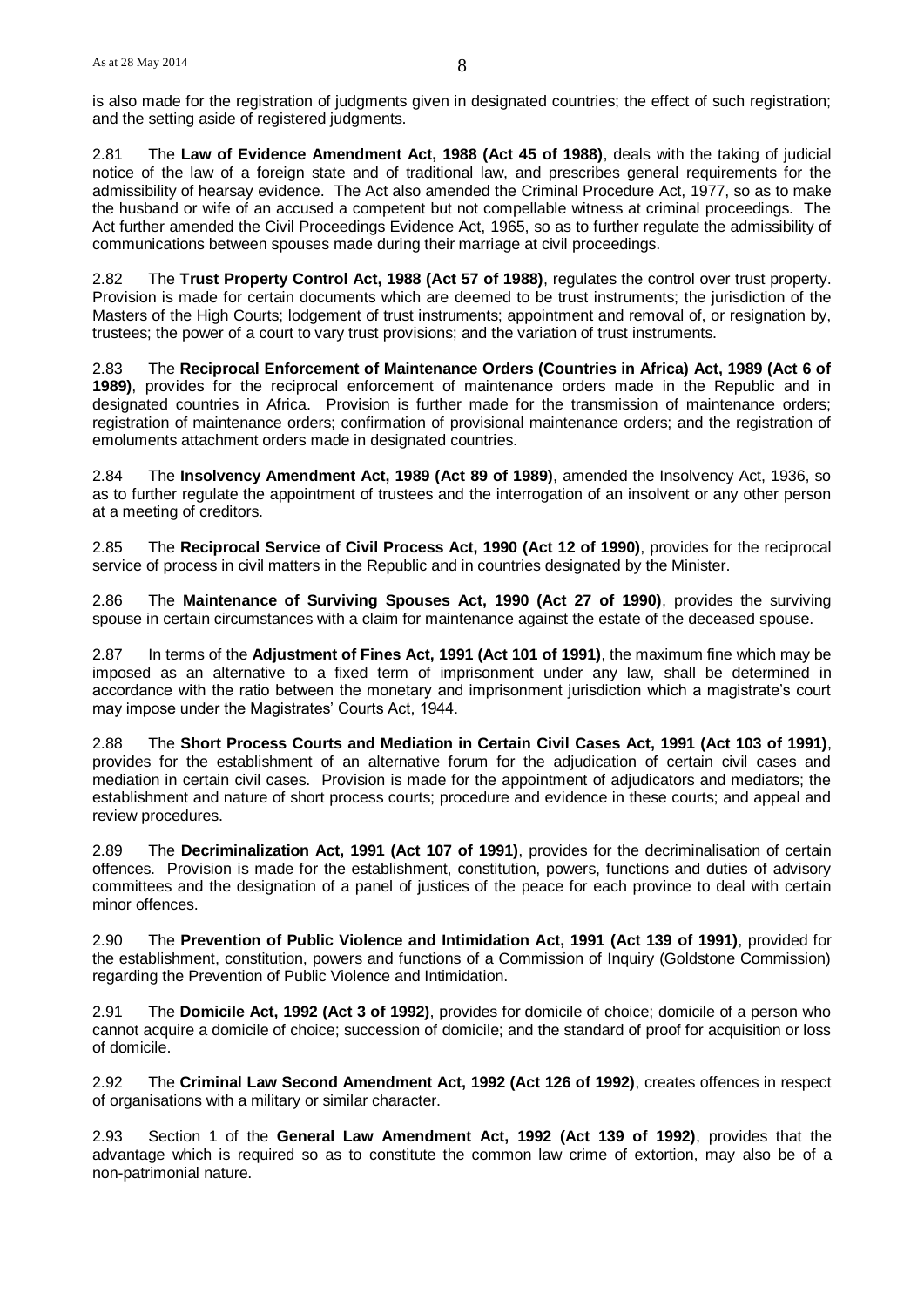is also made for the registration of judgments given in designated countries; the effect of such registration; and the setting aside of registered judgments.

2.81 The **Law of Evidence Amendment Act, 1988 (Act 45 of 1988)**, deals with the taking of judicial notice of the law of a foreign state and of traditional law, and prescribes general requirements for the admissibility of hearsay evidence. The Act also amended the Criminal Procedure Act, 1977, so as to make the husband or wife of an accused a competent but not compellable witness at criminal proceedings. The Act further amended the Civil Proceedings Evidence Act, 1965, so as to further regulate the admissibility of communications between spouses made during their marriage at civil proceedings.

2.82 The **Trust Property Control Act, 1988 (Act 57 of 1988)**, regulates the control over trust property. Provision is made for certain documents which are deemed to be trust instruments; the jurisdiction of the Masters of the High Courts; lodgement of trust instruments; appointment and removal of, or resignation by, trustees; the power of a court to vary trust provisions; and the variation of trust instruments.

2.83 The **Reciprocal Enforcement of Maintenance Orders (Countries in Africa) Act, 1989 (Act 6 of 1989)**, provides for the reciprocal enforcement of maintenance orders made in the Republic and in designated countries in Africa. Provision is further made for the transmission of maintenance orders; registration of maintenance orders; confirmation of provisional maintenance orders; and the registration of emoluments attachment orders made in designated countries.

2.84 The **Insolvency Amendment Act, 1989 (Act 89 of 1989)**, amended the Insolvency Act, 1936, so as to further regulate the appointment of trustees and the interrogation of an insolvent or any other person at a meeting of creditors.

2.85 The **Reciprocal Service of Civil Process Act, 1990 (Act 12 of 1990)**, provides for the reciprocal service of process in civil matters in the Republic and in countries designated by the Minister.

2.86 The **Maintenance of Surviving Spouses Act, 1990 (Act 27 of 1990)**, provides the surviving spouse in certain circumstances with a claim for maintenance against the estate of the deceased spouse.

2.87 In terms of the **Adjustment of Fines Act, 1991 (Act 101 of 1991)**, the maximum fine which may be imposed as an alternative to a fixed term of imprisonment under any law, shall be determined in accordance with the ratio between the monetary and imprisonment jurisdiction which a magistrate's court may impose under the Magistrates' Courts Act, 1944.

2.88 The **Short Process Courts and Mediation in Certain Civil Cases Act, 1991 (Act 103 of 1991)**, provides for the establishment of an alternative forum for the adjudication of certain civil cases and mediation in certain civil cases. Provision is made for the appointment of adjudicators and mediators; the establishment and nature of short process courts; procedure and evidence in these courts; and appeal and review procedures.

2.89 The **Decriminalization Act, 1991 (Act 107 of 1991)**, provides for the decriminalisation of certain offences. Provision is made for the establishment, constitution, powers, functions and duties of advisory committees and the designation of a panel of justices of the peace for each province to deal with certain minor offences.

2.90 The **Prevention of Public Violence and Intimidation Act, 1991 (Act 139 of 1991)**, provided for the establishment, constitution, powers and functions of a Commission of Inquiry (Goldstone Commission) regarding the Prevention of Public Violence and Intimidation.

2.91 The **Domicile Act, 1992 (Act 3 of 1992)**, provides for domicile of choice; domicile of a person who cannot acquire a domicile of choice; succession of domicile; and the standard of proof for acquisition or loss of domicile.

2.92 The **Criminal Law Second Amendment Act, 1992 (Act 126 of 1992)**, creates offences in respect of organisations with a military or similar character.

2.93 Section 1 of the **General Law Amendment Act, 1992 (Act 139 of 1992)**, provides that the advantage which is required so as to constitute the common law crime of extortion, may also be of a non-patrimonial nature.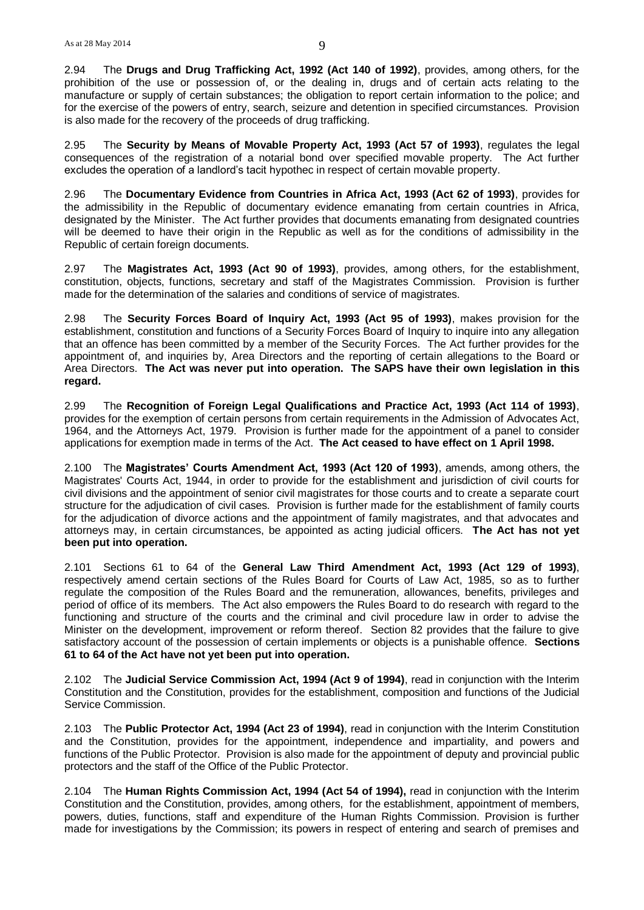2.94 The **Drugs and Drug Trafficking Act, 1992 (Act 140 of 1992)**, provides, among others, for the prohibition of the use or possession of, or the dealing in, drugs and of certain acts relating to the manufacture or supply of certain substances; the obligation to report certain information to the police; and for the exercise of the powers of entry, search, seizure and detention in specified circumstances. Provision is also made for the recovery of the proceeds of drug trafficking.

2.95 The **Security by Means of Movable Property Act, 1993 (Act 57 of 1993)**, regulates the legal consequences of the registration of a notarial bond over specified movable property. The Act further excludes the operation of a landlord's tacit hypothec in respect of certain movable property.

2.96 The **Documentary Evidence from Countries in Africa Act, 1993 (Act 62 of 1993)**, provides for the admissibility in the Republic of documentary evidence emanating from certain countries in Africa, designated by the Minister. The Act further provides that documents emanating from designated countries will be deemed to have their origin in the Republic as well as for the conditions of admissibility in the Republic of certain foreign documents.

2.97 The **Magistrates Act, 1993 (Act 90 of 1993)**, provides, among others, for the establishment, constitution, objects, functions, secretary and staff of the Magistrates Commission. Provision is further made for the determination of the salaries and conditions of service of magistrates.

2.98 The **Security Forces Board of Inquiry Act, 1993 (Act 95 of 1993)**, makes provision for the establishment, constitution and functions of a Security Forces Board of Inquiry to inquire into any allegation that an offence has been committed by a member of the Security Forces. The Act further provides for the appointment of, and inquiries by, Area Directors and the reporting of certain allegations to the Board or Area Directors. **The Act was never put into operation. The SAPS have their own legislation in this regard.**

2.99 The **Recognition of Foreign Legal Qualifications and Practice Act, 1993 (Act 114 of 1993)**, provides for the exemption of certain persons from certain requirements in the Admission of Advocates Act, 1964, and the Attorneys Act, 1979. Provision is further made for the appointment of a panel to consider applications for exemption made in terms of the Act. **The Act ceased to have effect on 1 April 1998.**

2.100 The **Magistrates' Courts Amendment Act, 1993 (Act 120 of 1993)**, amends, among others, the Magistrates' Courts Act, 1944, in order to provide for the establishment and jurisdiction of civil courts for civil divisions and the appointment of senior civil magistrates for those courts and to create a separate court structure for the adjudication of civil cases. Provision is further made for the establishment of family courts for the adjudication of divorce actions and the appointment of family magistrates, and that advocates and attorneys may, in certain circumstances, be appointed as acting judicial officers. **The Act has not yet been put into operation.**

2.101 Sections 61 to 64 of the **General Law Third Amendment Act, 1993 (Act 129 of 1993)**, respectively amend certain sections of the Rules Board for Courts of Law Act, 1985, so as to further regulate the composition of the Rules Board and the remuneration, allowances, benefits, privileges and period of office of its members. The Act also empowers the Rules Board to do research with regard to the functioning and structure of the courts and the criminal and civil procedure law in order to advise the Minister on the development, improvement or reform thereof. Section 82 provides that the failure to give satisfactory account of the possession of certain implements or objects is a punishable offence. **Sections 61 to 64 of the Act have not yet been put into operation.**

2.102 The **Judicial Service Commission Act, 1994 (Act 9 of 1994)**, read in conjunction with the Interim Constitution and the Constitution, provides for the establishment, composition and functions of the Judicial Service Commission.

2.103 The **Public Protector Act, 1994 (Act 23 of 1994)**, read in conjunction with the Interim Constitution and the Constitution, provides for the appointment, independence and impartiality, and powers and functions of the Public Protector. Provision is also made for the appointment of deputy and provincial public protectors and the staff of the Office of the Public Protector.

2.104 The **Human Rights Commission Act, 1994 (Act 54 of 1994),** read in conjunction with the Interim Constitution and the Constitution, provides, among others, for the establishment, appointment of members, powers, duties, functions, staff and expenditure of the Human Rights Commission. Provision is further made for investigations by the Commission; its powers in respect of entering and search of premises and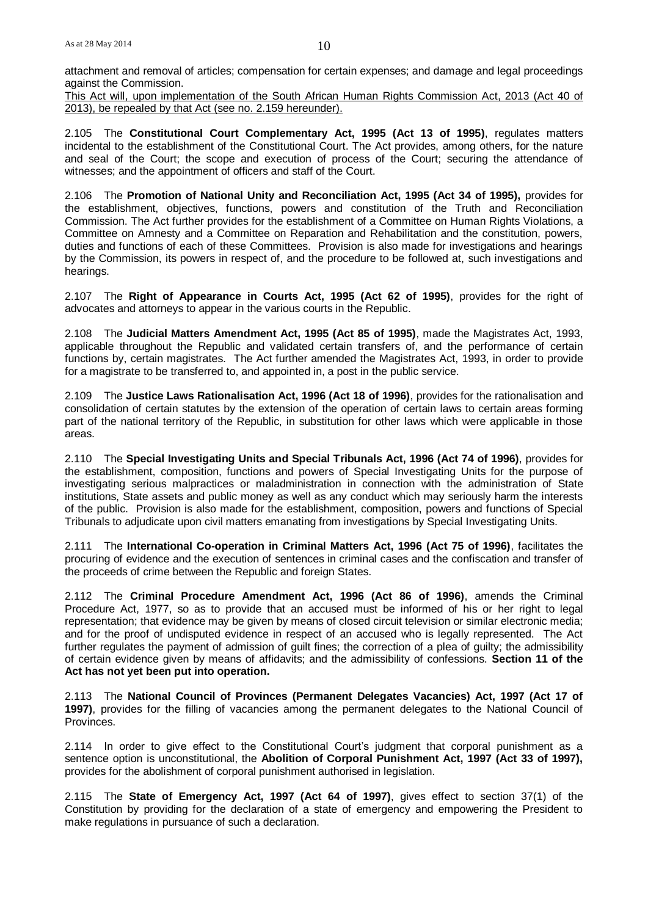attachment and removal of articles; compensation for certain expenses; and damage and legal proceedings against the Commission.

<u>This Act will, upon implementation of the South African Human Rights Commission Act, 2013 (Act 40 of 2013), be repealed by that Act (see no. 2.159 hereunder).</u>

2.105 The **Constitutional Court Complementary Act, 1995 (Act 13 of 1995)**, regulates matters incidental to the establishment of the Constitutional Court. The Act provides, among others, for the nature and seal of the Court; the scope and execution of process of the Court; securing the attendance of witnesses; and the appointment of officers and staff of the Court.

2.106 The **Promotion of National Unity and Reconciliation Act, 1995 (Act 34 of 1995),** provides for the establishment, objectives, functions, powers and constitution of the Truth and Reconciliation Commission. The Act further provides for the establishment of a Committee on Human Rights Violations, a Committee on Amnesty and a Committee on Reparation and Rehabilitation and the constitution, powers, duties and functions of each of these Committees. Provision is also made for investigations and hearings by the Commission, its powers in respect of, and the procedure to be followed at, such investigations and hearings.

2.107 The **Right of Appearance in Courts Act, 1995 (Act 62 of 1995)**, provides for the right of advocates and attorneys to appear in the various courts in the Republic.

2.108 The **Judicial Matters Amendment Act, 1995 (Act 85 of 1995)**, made the Magistrates Act, 1993, applicable throughout the Republic and validated certain transfers of, and the performance of certain functions by, certain magistrates. The Act further amended the Magistrates Act, 1993, in order to provide for a magistrate to be transferred to, and appointed in, a post in the public service.

2.109 The **Justice Laws Rationalisation Act, 1996 (Act 18 of 1996)**, provides for the rationalisation and consolidation of certain statutes by the extension of the operation of certain laws to certain areas forming part of the national territory of the Republic, in substitution for other laws which were applicable in those areas.

2.110 The **Special Investigating Units and Special Tribunals Act, 1996 (Act 74 of 1996)**, provides for the establishment, composition, functions and powers of Special Investigating Units for the purpose of investigating serious malpractices or maladministration in connection with the administration of State institutions, State assets and public money as well as any conduct which may seriously harm the interests of the public. Provision is also made for the establishment, composition, powers and functions of Special Tribunals to adjudicate upon civil matters emanating from investigations by Special Investigating Units.

2.111 The **International Co-operation in Criminal Matters Act, 1996 (Act 75 of 1996)**, facilitates the procuring of evidence and the execution of sentences in criminal cases and the confiscation and transfer of the proceeds of crime between the Republic and foreign States.

2.112 The **Criminal Procedure Amendment Act, 1996 (Act 86 of 1996)**, amends the Criminal Procedure Act, 1977, so as to provide that an accused must be informed of his or her right to legal representation; that evidence may be given by means of closed circuit television or similar electronic media; and for the proof of undisputed evidence in respect of an accused who is legally represented. The Act further regulates the payment of admission of guilt fines; the correction of a plea of guilty; the admissibility of certain evidence given by means of affidavits; and the admissibility of confessions. **Section 11 of the Act has not yet been put into operation.**

2.113 The **National Council of Provinces (Permanent Delegates Vacancies) Act, 1997 (Act 17 of 1997)**, provides for the filling of vacancies among the permanent delegates to the National Council of Provinces.

2.114 In order to give effect to the Constitutional Court's judgment that corporal punishment as a sentence option is unconstitutional, the **Abolition of Corporal Punishment Act, 1997 (Act 33 of 1997),** provides for the abolishment of corporal punishment authorised in legislation.

2.115 The **State of Emergency Act, 1997 (Act 64 of 1997)**, gives effect to section 37(1) of the Constitution by providing for the declaration of a state of emergency and empowering the President to make regulations in pursuance of such a declaration.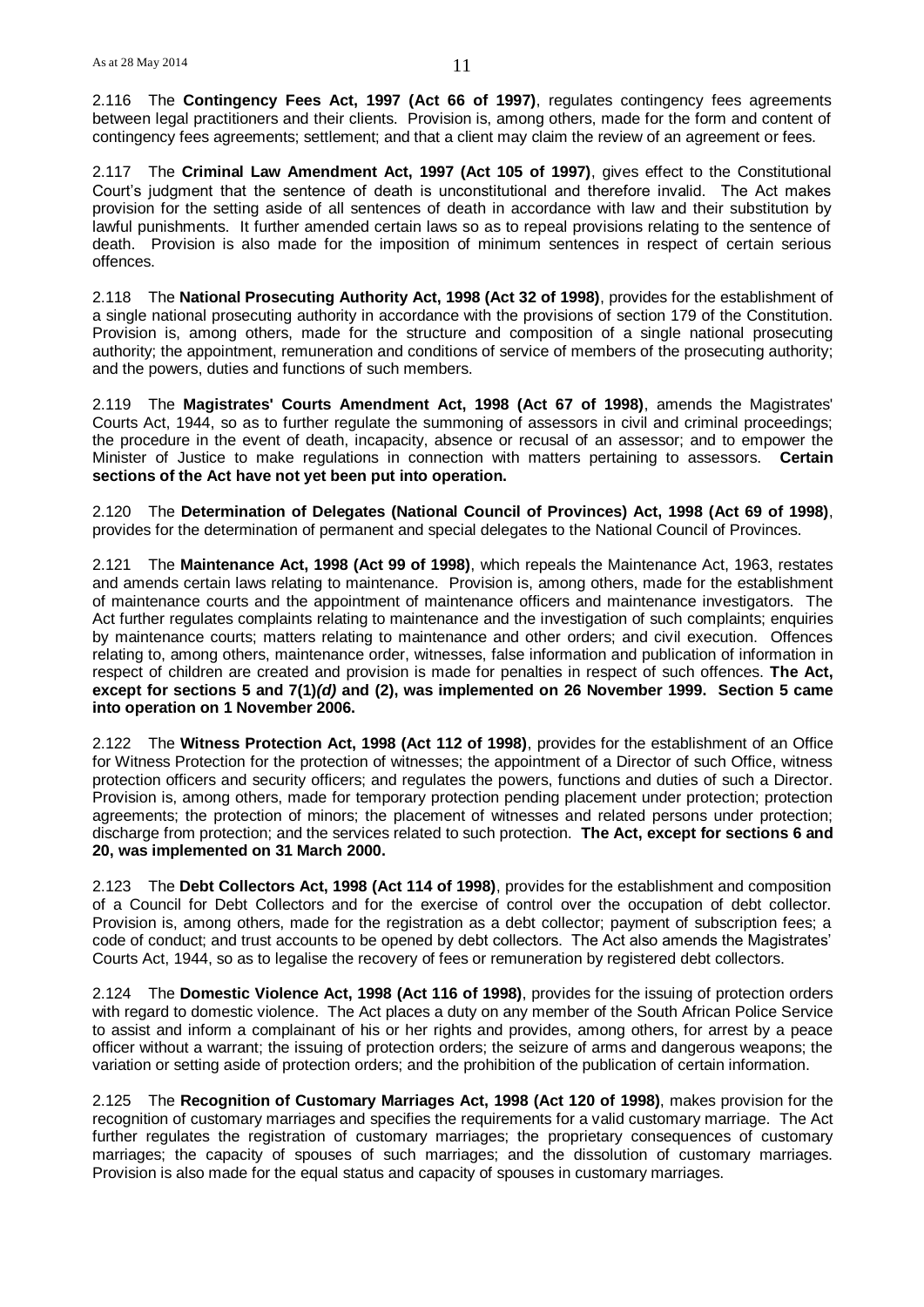2.116 The **Contingency Fees Act, 1997 (Act 66 of 1997)**, regulates contingency fees agreements between legal practitioners and their clients. Provision is, among others, made for the form and content of contingency fees agreements; settlement; and that a client may claim the review of an agreement or fees.

2.117 The **Criminal Law Amendment Act, 1997 (Act 105 of 1997)**, gives effect to the Constitutional Court's judgment that the sentence of death is unconstitutional and therefore invalid. The Act makes provision for the setting aside of all sentences of death in accordance with law and their substitution by lawful punishments. It further amended certain laws so as to repeal provisions relating to the sentence of death. Provision is also made for the imposition of minimum sentences in respect of certain serious offences.

2.118 The **National Prosecuting Authority Act, 1998 (Act 32 of 1998)**, provides for the establishment of a single national prosecuting authority in accordance with the provisions of section 179 of the Constitution. Provision is, among others, made for the structure and composition of a single national prosecuting authority; the appointment, remuneration and conditions of service of members of the prosecuting authority; and the powers, duties and functions of such members.

2.119 The **Magistrates' Courts Amendment Act, 1998 (Act 67 of 1998)**, amends the Magistrates' Courts Act, 1944, so as to further regulate the summoning of assessors in civil and criminal proceedings; the procedure in the event of death, incapacity, absence or recusal of an assessor; and to empower the Minister of Justice to make regulations in connection with matters pertaining to assessors. **Certain sections of the Act have not yet been put into operation.**

2.120 The **Determination of Delegates (National Council of Provinces) Act, 1998 (Act 69 of 1998)**, provides for the determination of permanent and special delegates to the National Council of Provinces.

2.121 The **Maintenance Act, 1998 (Act 99 of 1998)**, which repeals the Maintenance Act, 1963, restates and amends certain laws relating to maintenance. Provision is, among others, made for the establishment of maintenance courts and the appointment of maintenance officers and maintenance investigators. The Act further regulates complaints relating to maintenance and the investigation of such complaints; enquiries by maintenance courts; matters relating to maintenance and other orders; and civil execution. Offences relating to, among others, maintenance order, witnesses, false information and publication of information in respect of children are created and provision is made for penalties in respect of such offences. **The Act, except for sections 5 and 7(1)*(d)* and (2), was implemented on 26 November 1999. Section 5 came into operation on 1 November 2006.**

2.122 The **Witness Protection Act, 1998 (Act 112 of 1998)**, provides for the establishment of an Office for Witness Protection for the protection of witnesses; the appointment of a Director of such Office, witness protection officers and security officers; and regulates the powers, functions and duties of such a Director. Provision is, among others, made for temporary protection pending placement under protection; protection agreements; the protection of minors; the placement of witnesses and related persons under protection; discharge from protection; and the services related to such protection. **The Act, except for sections 6 and 20, was implemented on 31 March 2000.**

2.123 The **Debt Collectors Act, 1998 (Act 114 of 1998)**, provides for the establishment and composition of a Council for Debt Collectors and for the exercise of control over the occupation of debt collector. Provision is, among others, made for the registration as a debt collector; payment of subscription fees; a code of conduct; and trust accounts to be opened by debt collectors. The Act also amends the Magistrates' Courts Act, 1944, so as to legalise the recovery of fees or remuneration by registered debt collectors.

2.124 The **Domestic Violence Act, 1998 (Act 116 of 1998)**, provides for the issuing of protection orders with regard to domestic violence. The Act places a duty on any member of the South African Police Service to assist and inform a complainant of his or her rights and provides, among others, for arrest by a peace officer without a warrant; the issuing of protection orders; the seizure of arms and dangerous weapons; the variation or setting aside of protection orders; and the prohibition of the publication of certain information.

2.125 The **Recognition of Customary Marriages Act, 1998 (Act 120 of 1998)**, makes provision for the recognition of customary marriages and specifies the requirements for a valid customary marriage. The Act further regulates the registration of customary marriages; the proprietary consequences of customary marriages; the capacity of spouses of such marriages; and the dissolution of customary marriages. Provision is also made for the equal status and capacity of spouses in customary marriages.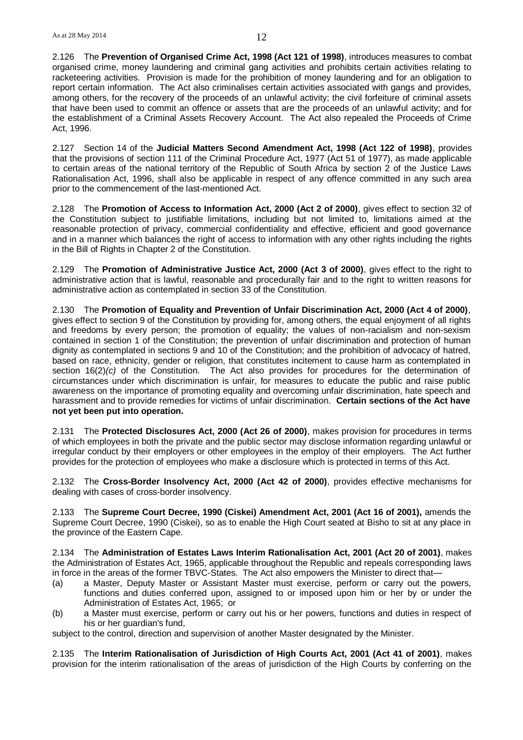2.126 The **Prevention of Organised Crime Act, 1998 (Act 121 of 1998)**, introduces measures to combat organised crime, money laundering and criminal gang activities and prohibits certain activities relating to racketeering activities. Provision is made for the prohibition of money laundering and for an obligation to report certain information. The Act also criminalises certain activities associated with gangs and provides, among others, for the recovery of the proceeds of an unlawful activity; the civil forfeiture of criminal assets that have been used to commit an offence or assets that are the proceeds of an unlawful activity; and for the establishment of a Criminal Assets Recovery Account. The Act also repealed the Proceeds of Crime Act, 1996.

2.127 Section 14 of the **Judicial Matters Second Amendment Act, 1998 (Act 122 of 1998)**, provides that the provisions of section 111 of the Criminal Procedure Act, 1977 (Act 51 of 1977), as made applicable to certain areas of the national territory of the Republic of South Africa by section 2 of the Justice Laws Rationalisation Act, 1996, shall also be applicable in respect of any offence committed in any such area prior to the commencement of the last-mentioned Act.

2.128 The **Promotion of Access to Information Act, 2000 (Act 2 of 2000)**, gives effect to section 32 of the Constitution subject to justifiable limitations, including but not limited to, limitations aimed at the reasonable protection of privacy, commercial confidentiality and effective, efficient and good governance and in a manner which balances the right of access to information with any other rights including the rights in the Bill of Rights in Chapter 2 of the Constitution.

2.129 The **Promotion of Administrative Justice Act, 2000 (Act 3 of 2000)**, gives effect to the right to administrative action that is lawful, reasonable and procedurally fair and to the right to written reasons for administrative action as contemplated in section 33 of the Constitution.

2.130 The **Promotion of Equality and Prevention of Unfair Discrimination Act, 2000 (Act 4 of 2000)**, gives effect to section 9 of the Constitution by providing for, among others, the equal enjoyment of all rights and freedoms by every person; the promotion of equality; the values of non-racialism and non-sexism contained in section 1 of the Constitution; the prevention of unfair discrimination and protection of human dignity as contemplated in sections 9 and 10 of the Constitution; and the prohibition of advocacy of hatred, based on race, ethnicity, gender or religion, that constitutes incitement to cause harm as contemplated in section 16(2)*(c)* of the Constitution. The Act also provides for procedures for the determination of circumstances under which discrimination is unfair, for measures to educate the public and raise public awareness on the importance of promoting equality and overcoming unfair discrimination, hate speech and harassment and to provide remedies for victims of unfair discrimination. **Certain sections of the Act have not yet been put into operation.**

2.131 The **Protected Disclosures Act, 2000 (Act 26 of 2000)**, makes provision for procedures in terms of which employees in both the private and the public sector may disclose information regarding unlawful or irregular conduct by their employers or other employees in the employ of their employers. The Act further provides for the protection of employees who make a disclosure which is protected in terms of this Act.

2.132 The **Cross-Border Insolvency Act, 2000 (Act 42 of 2000)**, provides effective mechanisms for dealing with cases of cross-border insolvency.

2.133 The **Supreme Court Decree, 1990 (Ciskei) Amendment Act, 2001 (Act 16 of 2001),** amends the Supreme Court Decree, 1990 (Ciskei), so as to enable the High Court seated at Bisho to sit at any place in the province of the Eastern Cape.

2.134 The **Administration of Estates Laws Interim Rationalisation Act, 2001 (Act 20 of 2001)**, makes the Administration of Estates Act, 1965, applicable throughout the Republic and repeals corresponding laws in force in the areas of the former TBVC-States. The Act also empowers the Minister to direct that—

(a) a Master, Deputy Master or Assistant Master must exercise, perform or carry out the powers, functions and duties conferred upon, assigned to or imposed upon him or her by or under the Administration of Estates Act, 1965; or

(b) a Master must exercise, perform or carry out his or her powers, functions and duties in respect of his or her guardian's fund,

subject to the control, direction and supervision of another Master designated by the Minister.

2.135 The **Interim Rationalisation of Jurisdiction of High Courts Act, 2001 (Act 41 of 2001)**, makes provision for the interim rationalisation of the areas of jurisdiction of the High Courts by conferring on the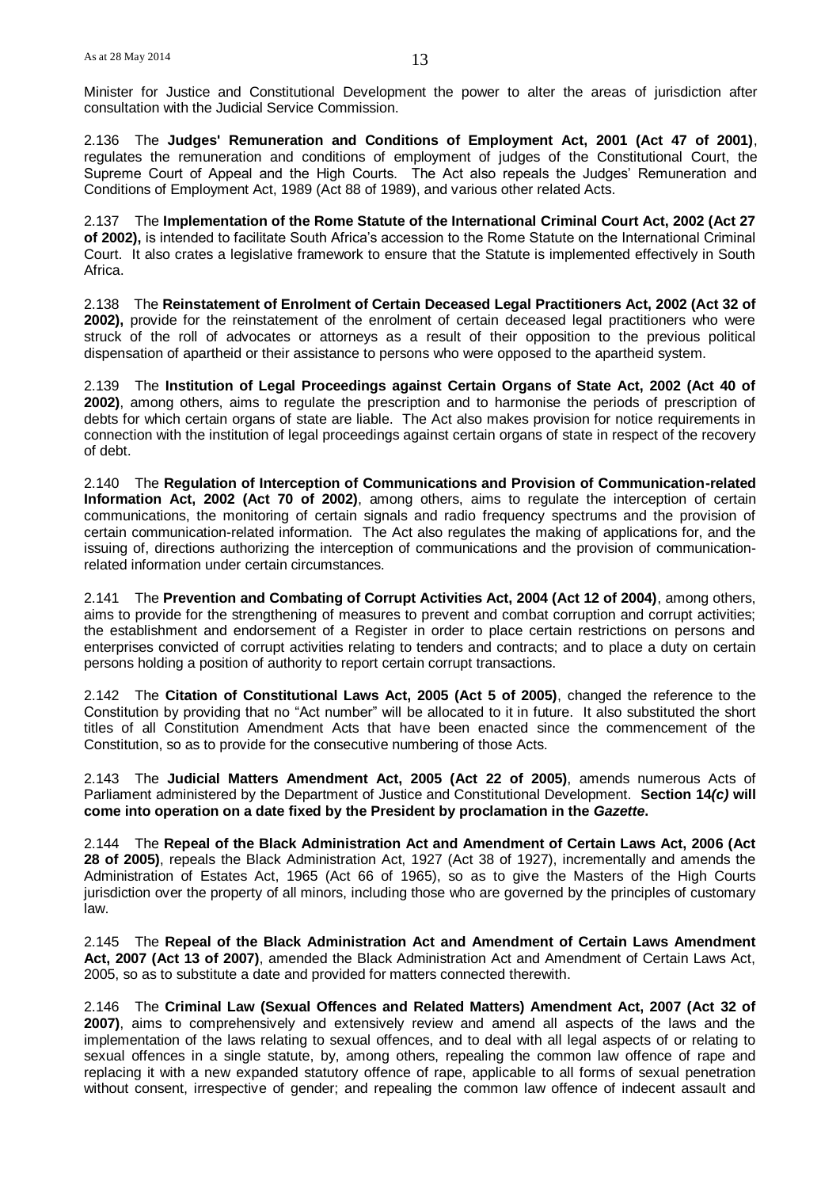Minister for Justice and Constitutional Development the power to alter the areas of jurisdiction after consultation with the Judicial Service Commission.

2.136 The **Judges' Remuneration and Conditions of Employment Act, 2001 (Act 47 of 2001)**, regulates the remuneration and conditions of employment of judges of the Constitutional Court, the Supreme Court of Appeal and the High Courts. The Act also repeals the Judges' Remuneration and Conditions of Employment Act, 1989 (Act 88 of 1989), and various other related Acts.

2.137 The **Implementation of the Rome Statute of the International Criminal Court Act, 2002 (Act 27 of 2002),** is intended to facilitate South Africa's accession to the Rome Statute on the International Criminal Court. It also crates a legislative framework to ensure that the Statute is implemented effectively in South Africa.

2.138 The **Reinstatement of Enrolment of Certain Deceased Legal Practitioners Act, 2002 (Act 32 of 2002),** provide for the reinstatement of the enrolment of certain deceased legal practitioners who were struck of the roll of advocates or attorneys as a result of their opposition to the previous political dispensation of apartheid or their assistance to persons who were opposed to the apartheid system.

2.139 The **Institution of Legal Proceedings against Certain Organs of State Act, 2002 (Act 40 of 2002)**, among others, aims to regulate the prescription and to harmonise the periods of prescription of debts for which certain organs of state are liable. The Act also makes provision for notice requirements in connection with the institution of legal proceedings against certain organs of state in respect of the recovery of debt.

2.140 The **Regulation of Interception of Communications and Provision of Communication-related Information Act, 2002 (Act 70 of 2002)**, among others, aims to regulate the interception of certain communications, the monitoring of certain signals and radio frequency spectrums and the provision of certain communication-related information. The Act also regulates the making of applications for, and the issuing of, directions authorizing the interception of communications and the provision of communication-related information under certain circumstances.

2.141 The **Prevention and Combating of Corrupt Activities Act, 2004 (Act 12 of 2004)**, among others, aims to provide for the strengthening of measures to prevent and combat corruption and corrupt activities; the establishment and endorsement of a Register in order to place certain restrictions on persons and enterprises convicted of corrupt activities relating to tenders and contracts; and to place a duty on certain persons holding a position of authority to report certain corrupt transactions.

2.142 The **Citation of Constitutional Laws Act, 2005 (Act 5 of 2005)**, changed the reference to the Constitution by providing that no "Act number" will be allocated to it in future. It also substituted the short titles of all Constitution Amendment Acts that have been enacted since the commencement of the Constitution, so as to provide for the consecutive numbering of those Acts.

2.143 The **Judicial Matters Amendment Act, 2005 (Act 22 of 2005)**, amends numerous Acts of Parliament administered by the Department of Justice and Constitutional Development. **Section 14*(c)* will come into operation on a date fixed by the President by proclamation in the *Gazette*.**

2.144 The **Repeal of the Black Administration Act and Amendment of Certain Laws Act, 2006 (Act 28 of 2005)**, repeals the Black Administration Act, 1927 (Act 38 of 1927), incrementally and amends the Administration of Estates Act, 1965 (Act 66 of 1965), so as to give the Masters of the High Courts jurisdiction over the property of all minors, including those who are governed by the principles of customary law.

2.145 The **Repeal of the Black Administration Act and Amendment of Certain Laws Amendment Act, 2007 (Act 13 of 2007)**, amended the Black Administration Act and Amendment of Certain Laws Act, 2005, so as to substitute a date and provided for matters connected therewith.

2.146 The **Criminal Law (Sexual Offences and Related Matters) Amendment Act, 2007 (Act 32 of 2007)**, aims to comprehensively and extensively review and amend all aspects of the laws and the implementation of the laws relating to sexual offences, and to deal with all legal aspects of or relating to sexual offences in a single statute, by, among others, repealing the common law offence of rape and replacing it with a new expanded statutory offence of rape, applicable to all forms of sexual penetration without consent, irrespective of gender; and repealing the common law offence of indecent assault and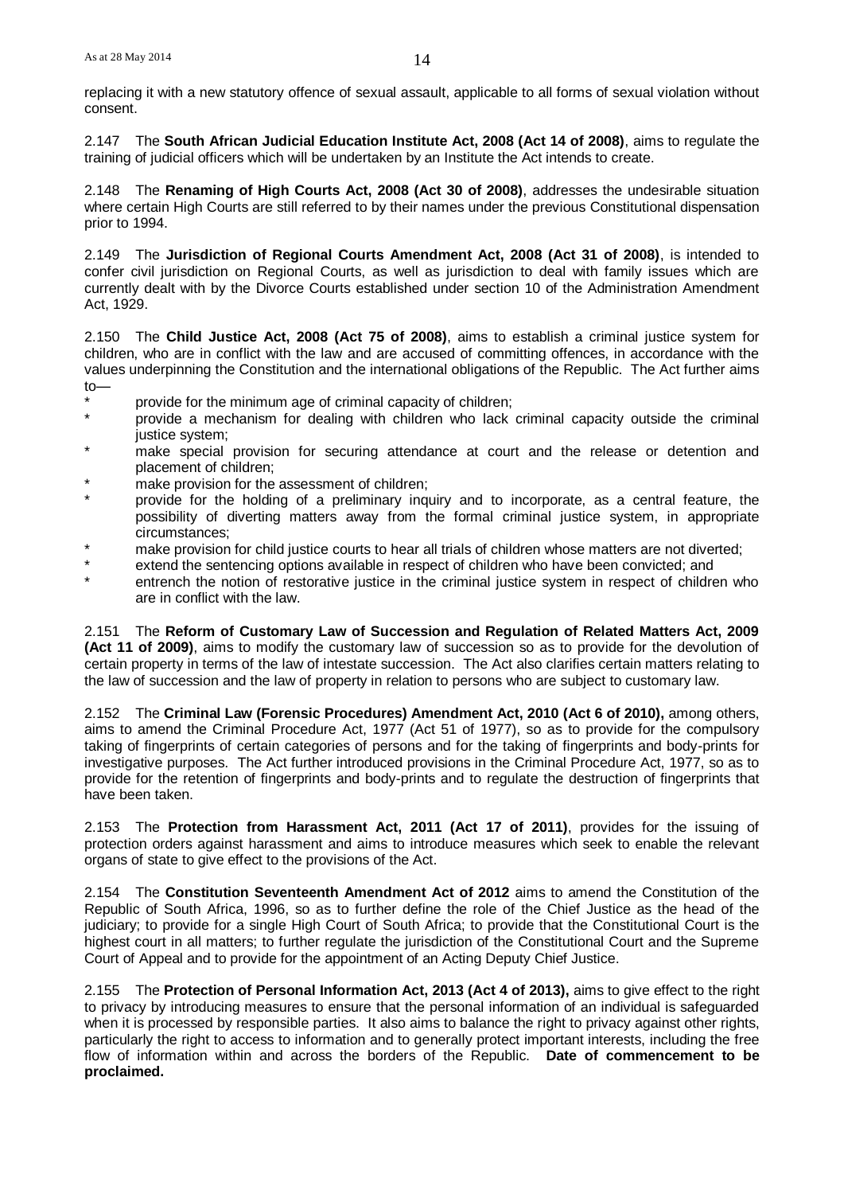replacing it with a new statutory offence of sexual assault, applicable to all forms of sexual violation without consent.

2.147 The **South African Judicial Education Institute Act, 2008 (Act 14 of 2008)**, aims to regulate the training of judicial officers which will be undertaken by an Institute the Act intends to create.

2.148 The **Renaming of High Courts Act, 2008 (Act 30 of 2008)**, addresses the undesirable situation where certain High Courts are still referred to by their names under the previous Constitutional dispensation prior to 1994.

2.149 The **Jurisdiction of Regional Courts Amendment Act, 2008 (Act 31 of 2008)**, is intended to confer civil jurisdiction on Regional Courts, as well as jurisdiction to deal with family issues which are currently dealt with by the Divorce Courts established under section 10 of the Administration Amendment Act, 1929.

2.150 The **Child Justice Act, 2008 (Act 75 of 2008)**, aims to establish a criminal justice system for children, who are in conflict with the law and are accused of committing offences, in accordance with the values underpinning the Constitution and the international obligations of the Republic. The Act further aims to—

- provide for the minimum age of criminal capacity of children;
- provide a mechanism for dealing with children who lack criminal capacity outside the criminal justice system;
- make special provision for securing attendance at court and the release or detention and placement of children;
- make provision for the assessment of children;
- provide for the holding of a preliminary inquiry and to incorporate, as a central feature, the possibility of diverting matters away from the formal criminal justice system, in appropriate circumstances;
- make provision for child justice courts to hear all trials of children whose matters are not diverted;
- extend the sentencing options available in respect of children who have been convicted; and
- entrench the notion of restorative justice in the criminal justice system in respect of children who are in conflict with the law.

2.151 The **Reform of Customary Law of Succession and Regulation of Related Matters Act, 2009 (Act 11 of 2009)**, aims to modify the customary law of succession so as to provide for the devolution of certain property in terms of the law of intestate succession. The Act also clarifies certain matters relating to the law of succession and the law of property in relation to persons who are subject to customary law.

2.152 The **Criminal Law (Forensic Procedures) Amendment Act, 2010 (Act 6 of 2010),** among others, aims to amend the Criminal Procedure Act, 1977 (Act 51 of 1977), so as to provide for the compulsory taking of fingerprints of certain categories of persons and for the taking of fingerprints and body-prints for investigative purposes. The Act further introduced provisions in the Criminal Procedure Act, 1977, so as to provide for the retention of fingerprints and body-prints and to regulate the destruction of fingerprints that have been taken.

2.153 The **Protection from Harassment Act, 2011 (Act 17 of 2011)**, provides for the issuing of protection orders against harassment and aims to introduce measures which seek to enable the relevant organs of state to give effect to the provisions of the Act.

2.154 The **Constitution Seventeenth Amendment Act of 2012** aims to amend the Constitution of the Republic of South Africa, 1996, so as to further define the role of the Chief Justice as the head of the judiciary; to provide for a single High Court of South Africa; to provide that the Constitutional Court is the highest court in all matters; to further regulate the jurisdiction of the Constitutional Court and the Supreme Court of Appeal and to provide for the appointment of an Acting Deputy Chief Justice.

2.155 The **Protection of Personal Information Act, 2013 (Act 4 of 2013),** aims to give effect to the right to privacy by introducing measures to ensure that the personal information of an individual is safeguarded when it is processed by responsible parties. It also aims to balance the right to privacy against other rights, particularly the right to access to information and to generally protect important interests, including the free flow of information within and across the borders of the Republic. **Date of commencement to be proclaimed.**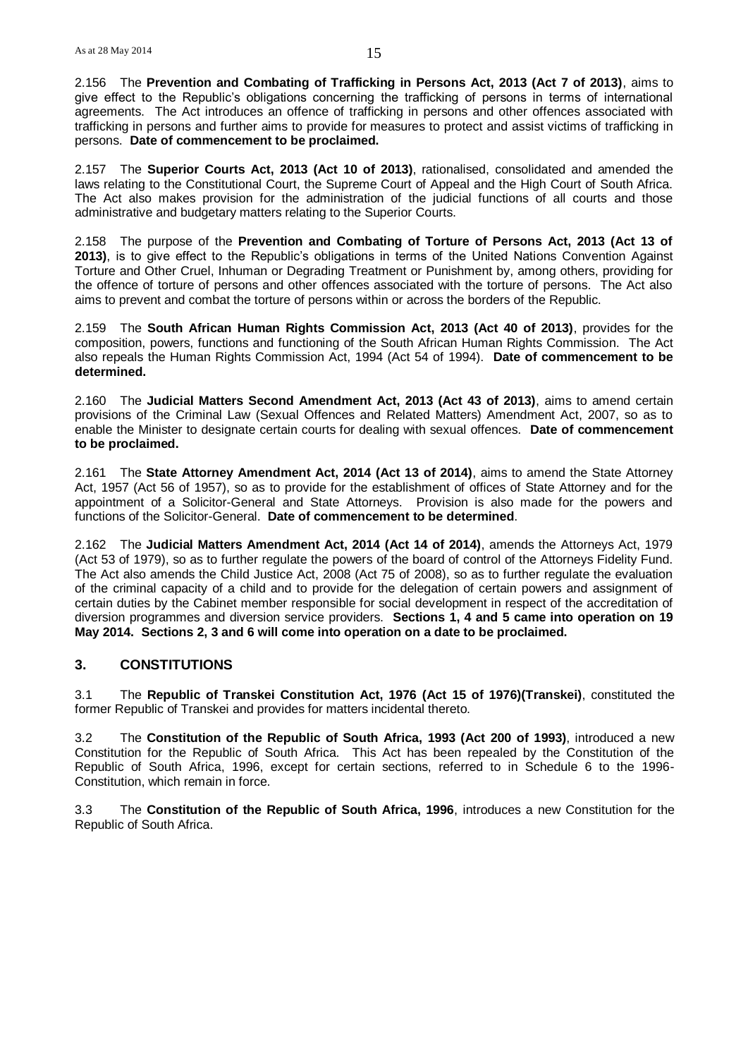2.156 The **Prevention and Combating of Trafficking in Persons Act, 2013 (Act 7 of 2013)**, aims to give effect to the Republic's obligations concerning the trafficking of persons in terms of international agreements. The Act introduces an offence of trafficking in persons and other offences associated with trafficking in persons and further aims to provide for measures to protect and assist victims of trafficking in persons. **Date of commencement to be proclaimed.**

2.157 The **Superior Courts Act, 2013 (Act 10 of 2013)**, rationalised, consolidated and amended the laws relating to the Constitutional Court, the Supreme Court of Appeal and the High Court of South Africa. The Act also makes provision for the administration of the judicial functions of all courts and those administrative and budgetary matters relating to the Superior Courts.

2.158 The purpose of the **Prevention and Combating of Torture of Persons Act, 2013 (Act 13 of 2013)**, is to give effect to the Republic's obligations in terms of the United Nations Convention Against Torture and Other Cruel, Inhuman or Degrading Treatment or Punishment by, among others, providing for the offence of torture of persons and other offences associated with the torture of persons. The Act also aims to prevent and combat the torture of persons within or across the borders of the Republic.

2.159 The **South African Human Rights Commission Act, 2013 (Act 40 of 2013)**, provides for the composition, powers, functions and functioning of the South African Human Rights Commission. The Act also repeals the Human Rights Commission Act, 1994 (Act 54 of 1994). **Date of commencement to be determined.**

2.160 The **Judicial Matters Second Amendment Act, 2013 (Act 43 of 2013)**, aims to amend certain provisions of the Criminal Law (Sexual Offences and Related Matters) Amendment Act, 2007, so as to enable the Minister to designate certain courts for dealing with sexual offences. **Date of commencement to be proclaimed.**

2.161 The **State Attorney Amendment Act, 2014 (Act 13 of 2014)**, aims to amend the State Attorney Act, 1957 (Act 56 of 1957), so as to provide for the establishment of offices of State Attorney and for the appointment of a Solicitor-General and State Attorneys. Provision is also made for the powers and functions of the Solicitor-General. **Date of commencement to be determined**.

2.162 The **Judicial Matters Amendment Act, 2014 (Act 14 of 2014)**, amends the Attorneys Act, 1979 (Act 53 of 1979), so as to further regulate the powers of the board of control of the Attorneys Fidelity Fund. The Act also amends the Child Justice Act, 2008 (Act 75 of 2008), so as to further regulate the evaluation of the criminal capacity of a child and to provide for the delegation of certain powers and assignment of certain duties by the Cabinet member responsible for social development in respect of the accreditation of diversion programmes and diversion service providers. **Sections 1, 4 and 5 came into operation on 19 May 2014. Sections 2, 3 and 6 will come into operation on a date to be proclaimed.**

## 3. CONSTITUTIONS

3.1 The **Republic of Transkei Constitution Act, 1976 (Act 15 of 1976)(Transkei)**, constituted the former Republic of Transkei and provides for matters incidental thereto.

3.2 The **Constitution of the Republic of South Africa, 1993 (Act 200 of 1993)**, introduced a new Constitution for the Republic of South Africa. This Act has been repealed by the Constitution of the Republic of South Africa, 1996, except for certain sections, referred to in Schedule 6 to the 1996-Constitution, which remain in force.

3.3 The **Constitution of the Republic of South Africa, 1996**, introduces a new Constitution for the Republic of South Africa.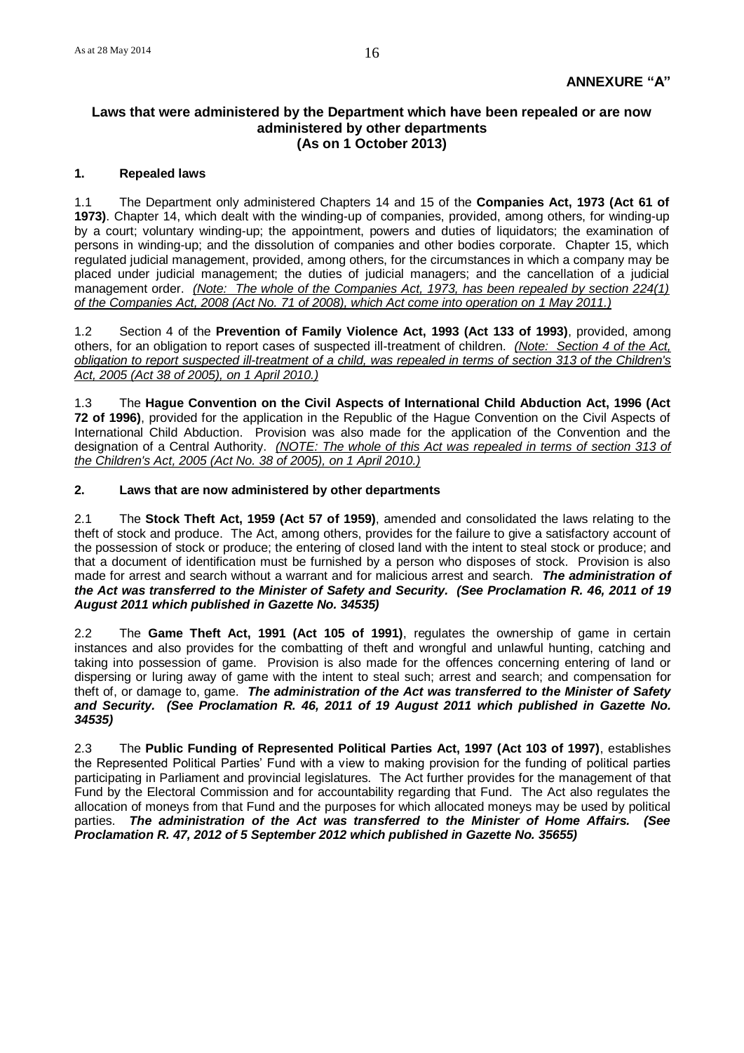**ANNEXURE "A"**

## Laws that were administered by the Department which have been repealed or are now administered by other departments (As on 1 October 2013)

### 1. Repealed laws

1.1 The Department only administered Chapters 14 and 15 of the **Companies Act, 1973 (Act 61 of 1973)**. Chapter 14, which dealt with the winding-up of companies, provided, among others, for winding-up by a court; voluntary winding-up; the appointment, powers and duties of liquidators; the examination of persons in winding-up; and the dissolution of companies and other bodies corporate. Chapter 15, which regulated judicial management, provided, among others, for the circumstances in which a company may be placed under judicial management; the duties of judicial managers; and the cancellation of a judicial management order. *(Note: The whole of the Companies Act, 1973, has been repealed by section 224(1) of the Companies Act, 2008 (Act No. 71 of 2008), which Act come into operation on 1 May 2011.)*

1.2 Section 4 of the **Prevention of Family Violence Act, 1993 (Act 133 of 1993)**, provided, among others, for an obligation to report cases of suspected ill-treatment of children. *(Note: Section 4 of the Act, obligation to report suspected ill-treatment of a child, was repealed in terms of section 313 of the Children's Act, 2005 (Act 38 of 2005), on 1 April 2010.)*

1.3 The **Hague Convention on the Civil Aspects of International Child Abduction Act, 1996 (Act 72 of 1996)**, provided for the application in the Republic of the Hague Convention on the Civil Aspects of International Child Abduction. Provision was also made for the application of the Convention and the designation of a Central Authority. *(NOTE: The whole of this Act was repealed in terms of section 313 of the Children's Act, 2005 (Act No. 38 of 2005), on 1 April 2010.)*

### 2. Laws that are now administered by other departments

2.1 The **Stock Theft Act, 1959 (Act 57 of 1959)**, amended and consolidated the laws relating to the theft of stock and produce. The Act, among others, provides for the failure to give a satisfactory account of the possession of stock or produce; the entering of closed land with the intent to steal stock or produce; and that a document of identification must be furnished by a person who disposes of stock. Provision is also made for arrest and search without a warrant and for malicious arrest and search. ***The administration of the Act was transferred to the Minister of Safety and Security. (See Proclamation R. 46, 2011 of 19 August 2011 which published in Gazette No. 34535)***

2.2 The **Game Theft Act, 1991 (Act 105 of 1991)**, regulates the ownership of game in certain instances and also provides for the combatting of theft and wrongful and unlawful hunting, catching and taking into possession of game. Provision is also made for the offences concerning entering of land or dispersing or luring away of game with the intent to steal such; arrest and search; and compensation for theft of, or damage to, game. ***The administration of the Act was transferred to the Minister of Safety and Security. (See Proclamation R. 46, 2011 of 19 August 2011 which published in Gazette No. 34535)***

2.3 The **Public Funding of Represented Political Parties Act, 1997 (Act 103 of 1997)**, establishes the Represented Political Parties' Fund with a view to making provision for the funding of political parties participating in Parliament and provincial legislatures. The Act further provides for the management of that Fund by the Electoral Commission and for accountability regarding that Fund. The Act also regulates the allocation of moneys from that Fund and the purposes for which allocated moneys may be used by political parties. ***The administration of the Act was transferred to the Minister of Home Affairs. (See Proclamation R. 47, 2012 of 5 September 2012 which published in Gazette No. 35655)***